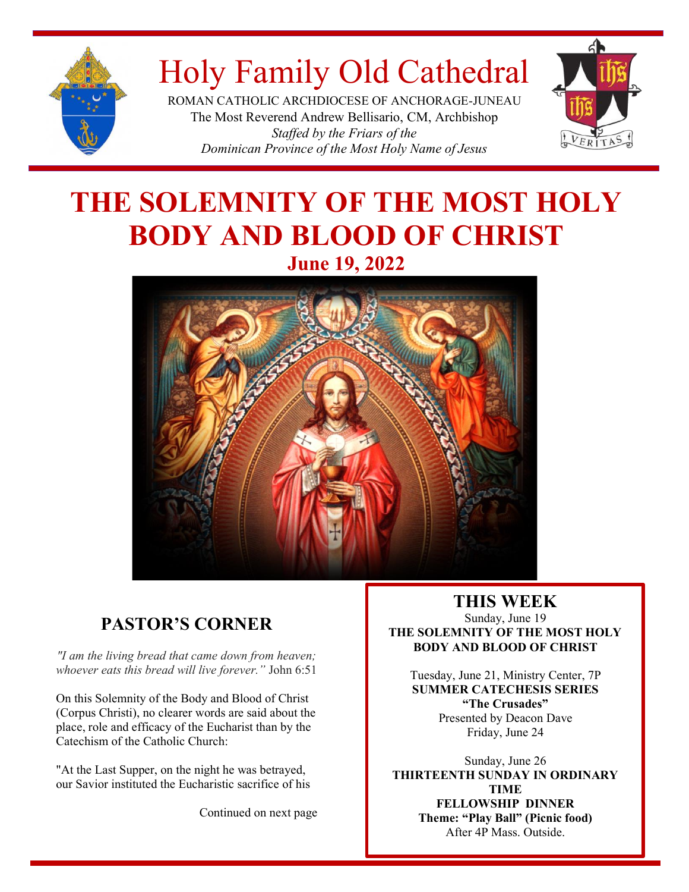# Holy Family Old Cathedral

ROMAN CATHOLIC ARCHDIOCESE OF ANCHORAGE-JUNEAU
The Most Reverend Andrew Bellisario, CM, Archbishop
*Staffed by the Friars of the*
*Dominican Province of the Most Holy Name of Jesus*

# THE SOLEMNITY OF THE MOST HOLY BODY AND BLOOD OF CHRIST

**June 19, 2022**

## PASTOR'S CORNER

*"I am the living bread that came down from heaven; whoever eats this bread will live forever."* John 6:51

On this Solemnity of the Body and Blood of Christ (Corpus Christi), no clearer words are said about the place, role and efficacy of the Eucharist than by the Catechism of the Catholic Church:

"At the Last Supper, on the night he was betrayed, our Savior instituted the Eucharistic sacrifice of his

Continued on next page

## THIS WEEK

Sunday, June 19
**THE SOLEMNITY OF THE MOST HOLY BODY AND BLOOD OF CHRIST**

Tuesday, June 21, Ministry Center, 7P
**SUMMER CATECHESIS SERIES**
**"The Crusades"**
Presented by Deacon Dave
Friday, June 24

Sunday, June 26
**THIRTEENTH SUNDAY IN ORDINARY TIME**
**FELLOWSHIP DINNER**
**Theme: "Play Ball" (Picnic food)**
After 4P Mass. Outside.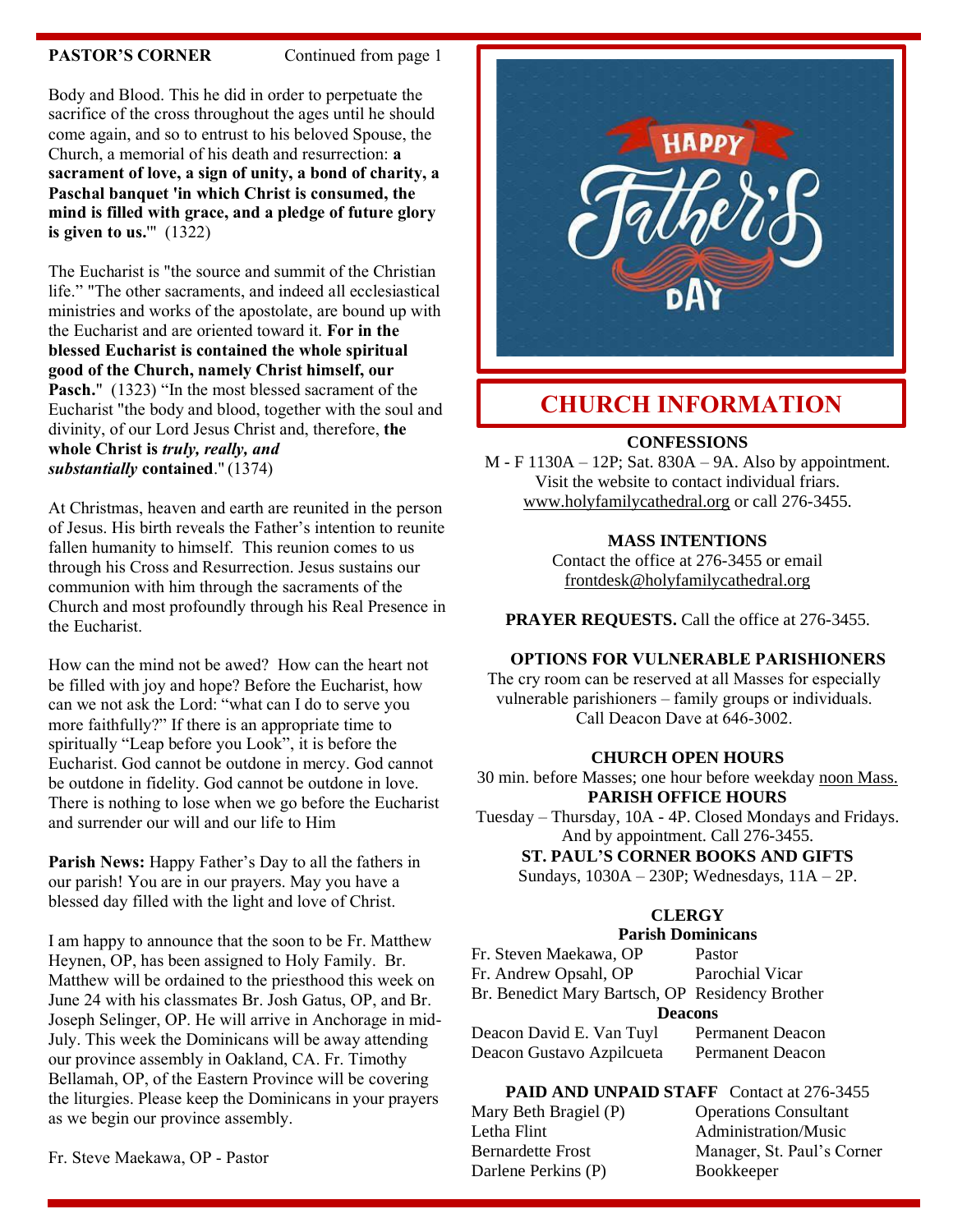**PASTOR'S CORNER** Continued from page 1

Body and Blood. This he did in order to perpetuate the sacrifice of the cross throughout the ages until he should come again, and so to entrust to his beloved Spouse, the Church, a memorial of his death and resurrection: **a sacrament of love, a sign of unity, a bond of charity, a Paschal banquet 'in which Christ is consumed, the mind is filled with grace, and a pledge of future glory is given to us.'"** (1322)

The Eucharist is "the source and summit of the Christian life." "The other sacraments, and indeed all ecclesiastical ministries and works of the apostolate, are bound up with the Eucharist and are oriented toward it. **For in the blessed Eucharist is contained the whole spiritual good of the Church, namely Christ himself, our Pasch.**" (1323) "In the most blessed sacrament of the Eucharist "the body and blood, together with the soul and divinity, of our Lord Jesus Christ and, therefore, **the whole Christ is *truly, really, and substantially* contained**." (1374)

At Christmas, heaven and earth are reunited in the person of Jesus. His birth reveals the Father's intention to reunite fallen humanity to himself. This reunion comes to us through his Cross and Resurrection. Jesus sustains our communion with him through the sacraments of the Church and most profoundly through his Real Presence in the Eucharist.

How can the mind not be awed? How can the heart not be filled with joy and hope? Before the Eucharist, how can we not ask the Lord: "what can I do to serve you more faithfully?" If there is an appropriate time to spiritually "Leap before you Look", it is before the Eucharist. God cannot be outdone in mercy. God cannot be outdone in fidelity. God cannot be outdone in love. There is nothing to lose when we go before the Eucharist and surrender our will and our life to Him

**Parish News:** Happy Father's Day to all the fathers in our parish! You are in our prayers. May you have a blessed day filled with the light and love of Christ.

I am happy to announce that the soon to be Fr. Matthew Heynen, OP, has been assigned to Holy Family. Br. Matthew will be ordained to the priesthood this week on June 24 with his classmates Br. Josh Gatus, OP, and Br. Joseph Selinger, OP. He will arrive in Anchorage in mid-July. This week the Dominicans will be away attending our province assembly in Oakland, CA. Fr. Timothy Bellamah, OP, of the Eastern Province will be covering the liturgies. Please keep the Dominicans in your prayers as we begin our province assembly.

Fr. Steve Maekawa, OP - Pastor

# CHURCH INFORMATION

**CONFESSIONS**

M - F 1130A – 12P; Sat. 830A – 9A. Also by appointment. Visit the website to contact individual friars. www.holyfamilycathedral.org or call 276-3455.

**MASS INTENTIONS**

Contact the office at 276-3455 or email frontdesk@holyfamilycathedral.org

**PRAYER REQUESTS.** Call the office at 276-3455.

**OPTIONS FOR VULNERABLE PARISHIONERS**

The cry room can be reserved at all Masses for especially vulnerable parishioners – family groups or individuals. Call Deacon Dave at 646-3002.

**CHURCH OPEN HOURS**

30 min. before Masses; one hour before weekday noon Mass.

**PARISH OFFICE HOURS**

Tuesday – Thursday, 10A - 4P. Closed Mondays and Fridays. And by appointment. Call 276-3455.

**ST. PAUL'S CORNER BOOKS AND GIFTS**

Sundays, 1030A – 230P; Wednesdays, 11A – 2P.

**CLERGY**

**Parish Dominicans**

| | |
|---|---|
| Fr. Steven Maekawa, OP | Pastor |
| Fr. Andrew Opsahl, OP | Parochial Vicar |
| Br. Benedict Mary Bartsch, OP | Residency Brother |

**Deacons**

| | |
|---|---|
| Deacon David E. Van Tuyl | Permanent Deacon |
| Deacon Gustavo Azpilcueta | Permanent Deacon |

**PAID AND UNPAID STAFF** Contact at 276-3455

| | |
|---|---|
| Mary Beth Bragiel (P) | Operations Consultant |
| Letha Flint | Administration/Music |
| Bernardette Frost | Manager, St. Paul's Corner |
| Darlene Perkins (P) | Bookkeeper |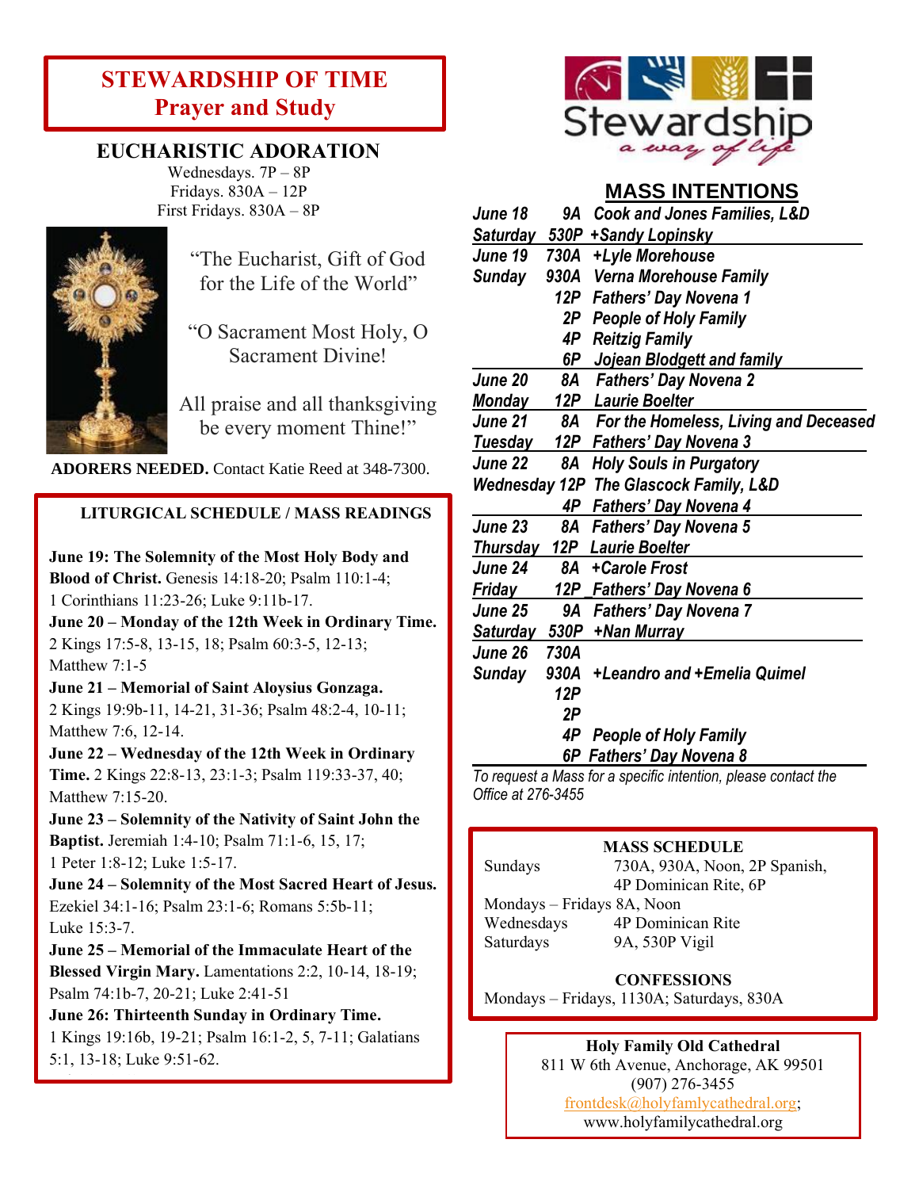## STEWARDSHIP OF TIME
## Prayer and Study

### EUCHARISTIC ADORATION

Wednesdays. 7P – 8P
Fridays. 830A – 12P
First Fridays. 830A – 8P

"The Eucharist, Gift of God for the Life of the World"

"O Sacrament Most Holy, O Sacrament Divine!

All praise and all thanksgiving be every moment Thine!"

**ADORERS NEEDED.** Contact Katie Reed at 348-7300.

### LITURGICAL SCHEDULE / MASS READINGS

**June 19: The Solemnity of the Most Holy Body and Blood of Christ.** Genesis 14:18-20; Psalm 110:1-4; 1 Corinthians 11:23-26; Luke 9:11b-17.

**June 20 – Monday of the 12th Week in Ordinary Time.** 2 Kings 17:5-8, 13-15, 18; Psalm 60:3-5, 12-13; Matthew 7:1-5

**June 21 – Memorial of Saint Aloysius Gonzaga.** 2 Kings 19:9b-11, 14-21, 31-36; Psalm 48:2-4, 10-11; Matthew 7:6, 12-14.

**June 22 – Wednesday of the 12th Week in Ordinary Time.** 2 Kings 22:8-13, 23:1-3; Psalm 119:33-37, 40; Matthew 7:15-20.

**June 23 – Solemnity of the Nativity of Saint John the Baptist.** Jeremiah 1:4-10; Psalm 71:1-6, 15, 17; 1 Peter 1:8-12; Luke 1:5-17.

**June 24 – Solemnity of the Most Sacred Heart of Jesus.** Ezekiel 34:1-16; Psalm 23:1-6; Romans 5:5b-11; Luke 15:3-7.

**June 25 – Memorial of the Immaculate Heart of the Blessed Virgin Mary.** Lamentations 2:2, 10-14, 18-19; Psalm 74:1b-7, 20-21; Luke 2:41-51

**June 26: Thirteenth Sunday in Ordinary Time.** 1 Kings 19:16b, 19-21; Psalm 16:1-2, 5, 7-11; Galatians 5:1, 13-18; Luke 9:51-62.

Stewardship
*a way of life*

## MASS INTENTIONS

| Date | Time | Intention |
|---|---|---|
| *June 18* | *9A* | *Cook and Jones Families, L&D* |
| *Saturday* | *530P* | *+Sandy Lopinsky* |
| *June 19* | *730A* | *+Lyle Morehouse* |
| *Sunday* | *930A* | *Verna Morehouse Family* |
| | *12P* | *Fathers' Day Novena 1* |
| | *2P* | *People of Holy Family* |
| | *4P* | *Reitzig Family* |
| | *6P* | *Jojean Blodgett and family* |
| *June 20* | *8A* | *Fathers' Day Novena 2* |
| *Monday* | *12P* | *Laurie Boelter* |
| *June 21* | *8A* | *For the Homeless, Living and Deceased* |
| *Tuesday* | *12P* | *Fathers' Day Novena 3* |
| *June 22* | *8A* | *Holy Souls in Purgatory* |
| *Wednesday* | *12P* | *The Glascock Family, L&D* |
| | *4P* | *Fathers' Day Novena 4* |
| *June 23* | *8A* | *Fathers' Day Novena 5* |
| *Thursday* | *12P* | *Laurie Boelter* |
| *June 24* | *8A* | *+Carole Frost* |
| *Friday* | *12P* | *Fathers' Day Novena 6* |
| *June 25* | *9A* | *Fathers' Day Novena 7* |
| *Saturday* | *530P* | *+Nan Murray* |
| *June 26* | *730A* | |
| *Sunday* | *930A* | *+Leandro and +Emelia Quimel* |
| | *12P* | |
| | *2P* | |
| | *4P* | *People of Holy Family* |
| | *6P* | *Fathers' Day Novena 8* |

*To request a Mass for a specific intention, please contact the Office at 276-3455*

### MASS SCHEDULE

Sundays: 730A, 930A, Noon, 2P Spanish, 4P Dominican Rite, 6P
Mondays – Fridays 8A, Noon
Wednesdays: 4P Dominican Rite
Saturdays: 9A, 530P Vigil

### CONFESSIONS

Mondays – Fridays, 1130A; Saturdays, 830A

**Holy Family Old Cathedral**
811 W 6th Avenue, Anchorage, AK 99501
(907) 276-3455
frontdesk@holyfamlycathedral.org;
www.holyfamilycathedral.org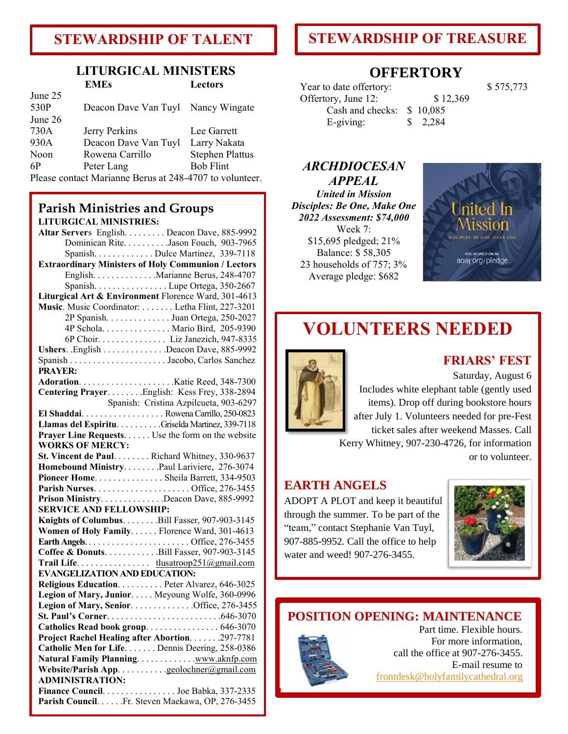# STEWARDSHIP OF TALENT

## LITURGICAL MINISTERS

| | EMEs | Lectors |
|---|---|---|
| June 25 | | |
| 530P | Deacon Dave Van Tuyl | Nancy Wingate |
| June 26 | | |
| 730A | Jerry Perkins | Lee Garrett |
| 930A | Deacon Dave Van Tuyl | Larry Nakata |
| Noon | Rowena Carrillo | Stephen Plattus |
| 6P | Peter Lang | Bob Flint |

Please contact Marianne Berus at 248-4707 to volunteer.

## Parish Ministries and Groups

**LITURGICAL MINISTRIES:**

**Altar Servers** English. . . . . . . . . Deacon Dave, 885-9992
Dominican Rite. . . . . . . . . .Jason Fouch, 903-7965
Spanish. . . . . . . . . . . . Dulce Martinez, 339-7118

**Extraordinary Ministers of Holy Communion / Lectors**
English. . . . . . . . . . . . .Marianne Berus, 248-4707
Spanish. . . . . . . . . . . . . . . Lupe Ortega, 350-2667

**Liturgical Art & Environment** Florence Ward, 301-4613

**Music**. Music Coordinator: . . . . . . . Letha Flint, 227-3201
2P Spanish. . . . . . . . . . . . . Juan Ortega, 250-2027
4P Schola. . . . . . . . . . . . . . Mario Bird, 205-9390
6P Choir. . . . . . . . . . . . . . Liz Janezich, 947-8335

**Ushers**. .English . . . . . . . . . . . . .Deacon Dave, 885-9992
Spanish . . . . . . . . . . . . . . . . . . . . Jacobo, Carlos Sanchez

**PRAYER:**

**Adoration**. . . . . . . . . . . . . . . . . . . .Katie Reed, 348-7300
**Centering Prayer**. . . . . . . .English: Kess Frey, 338-2894
Spanish: Cristina Azpilcueta, 903-6297
**El Shaddai**. . . . . . . . . . . . . . . . . Rowena Carrillo, 250-0823
**Llamas del Espiritu**. . . . . . . . . .Griselda Martinez, 339-7118
**Prayer Line Requests**. . . . . Use the form on the website

**WORKS OF MERCY:**

**St. Vincent de Paul**. . . . . . . . Richard Whitney, 330-9637
**Homebound Ministry**. . . . . . . .Paul Lariviere, 276-3074
**Pioneer Home**. . . . . . . . . . . . . . . Sheila Barrett, 334-9503
**Parish Nurses**. . . . . . . . . . . . . . . . . . . . . Office, 276-3455
**Prison Ministry**. . . . . . . . . . . . .Deacon Dave, 885-9992

**SERVICE AND FELLOWSHIP:**

**Knights of Columbus**. . . . . . . .Bill Fasser, 907-903-3145
**Women of Holy Family**. . . . . . Florence Ward, 301-4613
**Earth Angels**. . . . . . . . . . . . . . . . . . . . . . Office, 276-3455
**Coffee & Donuts**. . . . . . . . . . .Bill Fasser, 907-903-3145
**Trail Life**. . . . . . . . . . . . . . . . tlusatroop251@gmail.com

**EVANGELIZATION AND EDUCATION:**

**Religious Education**. . . . . . . . . . Peter Alvarez, 646-3025
**Legion of Mary, Junior**. . . . . Meyoung Wolfe, 360-0996
**Legion of Mary, Senior**. . . . . . . . . . . . .Office, 276-3455
**St. Paul's Corner**. . . . . . . . . . . . . . . . . . . . . . . . .646-3070
**Catholics Read book group**. . . . . . . . . . . . . . . . 646-3070
**Project Rachel Healing after Abortion**. . . . . . .297-7781
**Catholic Men for Life**. . . . . . . Dennis Deering, 258-0386
**Natural Family Planning**. . . . . . . . . . . . .www.aknfp.com
**Website/Parish App**. . . . . . . . . .geolochner@gmail.com

**ADMINISTRATION:**

**Finance Council**. . . . . . . . . . . . . . . . Joe Babka, 337-2335
**Parish Council**. . . . . .Fr. Steven Maekawa, OP, 276-3455

# STEWARDSHIP OF TREASURE

## OFFERTORY

Year to date offertory: $ 575,773
Offertory, June 12: $ 12,369
Cash and checks: $ 10,085
E-giving: $ 2,284

## *ARCHDIOCESAN APPEAL*

***United in Mission***
***Disciples: Be One, Make One***
***2022 Assessment: $74,000***
Week 7:
$15,695 pledged; 21%
Balance: $ 58,305
23 households of 757; 3%
Average pledge: $682

# VOLUNTEERS NEEDED

## FRIARS' FEST

Saturday, August 6
Includes white elephant table (gently used items). Drop off during bookstore hours after July 1. Volunteers needed for pre-Fest ticket sales after weekend Masses. Call Kerry Whitney, 907-230-4726, for information or to volunteer.

## EARTH ANGELS

ADOPT A PLOT and keep it beautiful through the summer. To be part of the "team," contact Stephanie Van Tuyl, 907-885-9952. Call the office to help water and weed! 907-276-3455.

## POSITION OPENING: MAINTENANCE

Part time. Flexible hours.
For more information,
call the office at 907-276-3455.
E-mail resume to
frontdesk@holyfamilycathedral.org